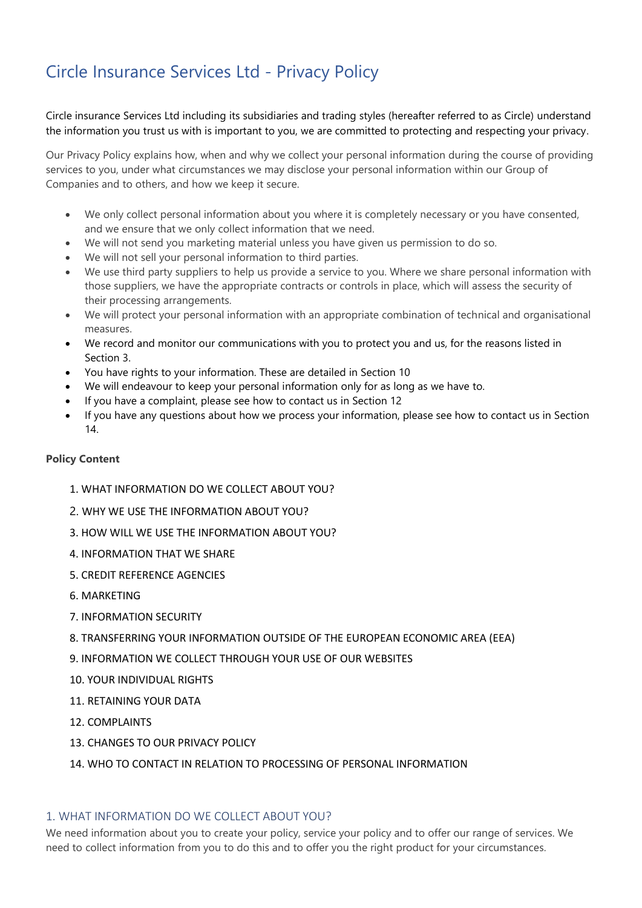# Circle Insurance Services Ltd - Privacy Policy

Circle insurance Services Ltd including its subsidiaries and trading styles (hereafter referred to as Circle) understand the information you trust us with is important to you, we are committed to protecting and respecting your privacy.

Our Privacy Policy explains how, when and why we collect your personal information during the course of providing services to you, under what circumstances we may disclose your personal information within our Group of Companies and to others, and how we keep it secure.

- We only collect personal information about you where it is completely necessary or you have consented, and we ensure that we only collect information that we need.
- We will not send you marketing material unless you have given us permission to do so.
- We will not sell your personal information to third parties.
- We use third party suppliers to help us provide a service to you. Where we share personal information with those suppliers, we have the appropriate contracts or controls in place, which will assess the security of their processing arrangements.
- We will protect your personal information with an appropriate combination of technical and organisational measures.
- We record and monitor our communications with you to protect you and us, for the reasons listed in Section 3.
- You have rights to your information. These are detailed in Section 10
- We will endeavour to keep your personal information only for as long as we have to.
- If you have a complaint, please see how to contact us in Section 12
- If you have any questions about how we process your information, please see how to contact us in Section 14.

**Policy Content**

1. WHAT INFORMATION DO WE COLLECT ABOUT YOU?
2. WHY WE USE THE INFORMATION ABOUT YOU?
3. HOW WILL WE USE THE INFORMATION ABOUT YOU?
4. INFORMATION THAT WE SHARE
5. CREDIT REFERENCE AGENCIES
6. MARKETING
7. INFORMATION SECURITY
8. TRANSFERRING YOUR INFORMATION OUTSIDE OF THE EUROPEAN ECONOMIC AREA (EEA)
9. INFORMATION WE COLLECT THROUGH YOUR USE OF OUR WEBSITES
10. YOUR INDIVIDUAL RIGHTS
11. RETAINING YOUR DATA
12. COMPLAINTS
13. CHANGES TO OUR PRIVACY POLICY
14. WHO TO CONTACT IN RELATION TO PROCESSING OF PERSONAL INFORMATION

## 1. WHAT INFORMATION DO WE COLLECT ABOUT YOU?

We need information about you to create your policy, service your policy and to offer our range of services. We need to collect information from you to do this and to offer you the right product for your circumstances.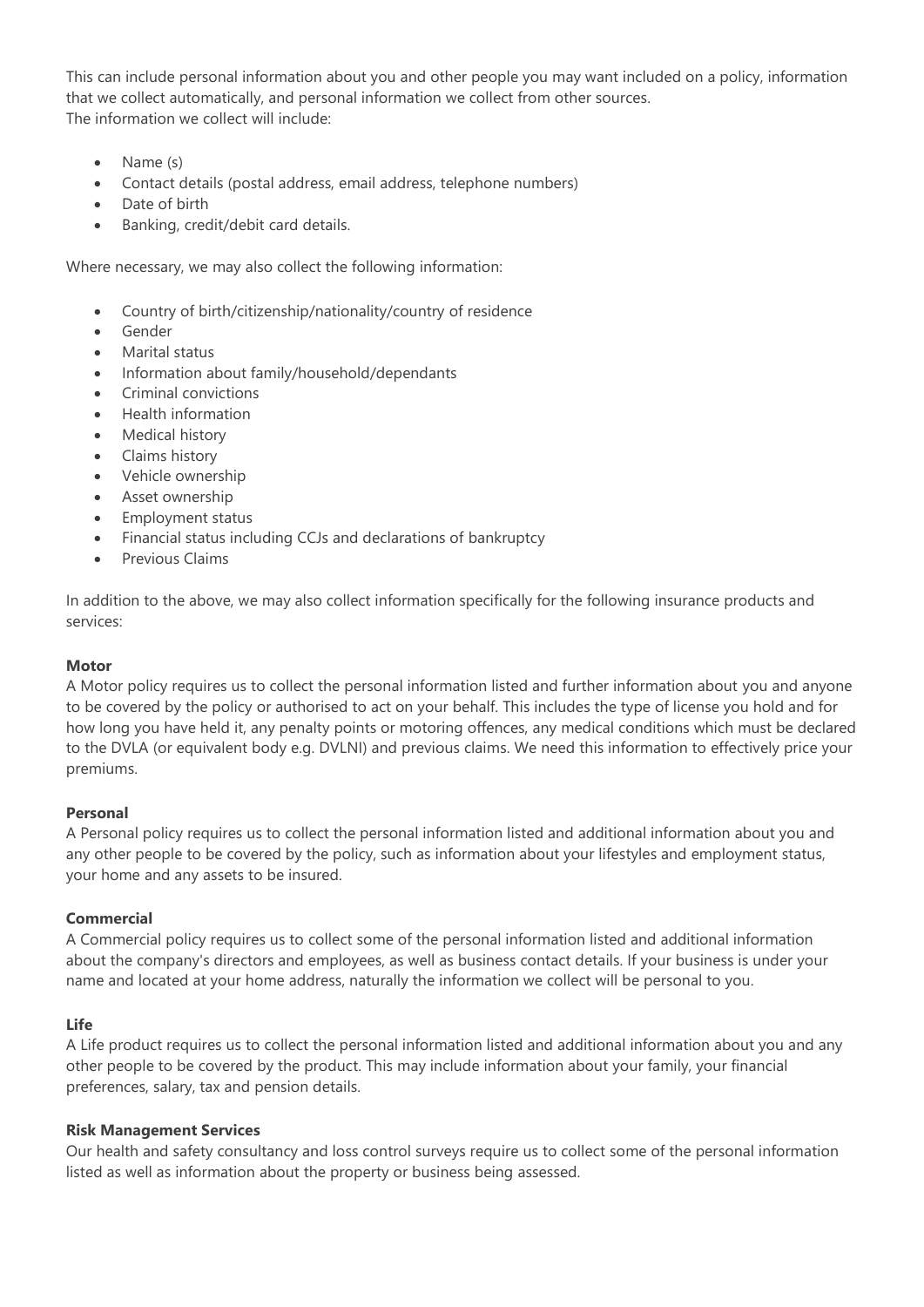This can include personal information about you and other people you may want included on a policy, information that we collect automatically, and personal information we collect from other sources.
The information we collect will include:

- Name (s)
- Contact details (postal address, email address, telephone numbers)
- Date of birth
- Banking, credit/debit card details.

Where necessary, we may also collect the following information:

- Country of birth/citizenship/nationality/country of residence
- Gender
- Marital status
- Information about family/household/dependants
- Criminal convictions
- Health information
- Medical history
- Claims history
- Vehicle ownership
- Asset ownership
- Employment status
- Financial status including CCJs and declarations of bankruptcy
- Previous Claims

In addition to the above, we may also collect information specifically for the following insurance products and services:

**Motor**
A Motor policy requires us to collect the personal information listed and further information about you and anyone to be covered by the policy or authorised to act on your behalf. This includes the type of license you hold and for how long you have held it, any penalty points or motoring offences, any medical conditions which must be declared to the DVLA (or equivalent body e.g. DVLNI) and previous claims. We need this information to effectively price your premiums.

**Personal**
A Personal policy requires us to collect the personal information listed and additional information about you and any other people to be covered by the policy, such as information about your lifestyles and employment status, your home and any assets to be insured.

**Commercial**
A Commercial policy requires us to collect some of the personal information listed and additional information about the company's directors and employees, as well as business contact details. If your business is under your name and located at your home address, naturally the information we collect will be personal to you.

**Life**
A Life product requires us to collect the personal information listed and additional information about you and any other people to be covered by the product. This may include information about your family, your financial preferences, salary, tax and pension details.

**Risk Management Services**
Our health and safety consultancy and loss control surveys require us to collect some of the personal information listed as well as information about the property or business being assessed.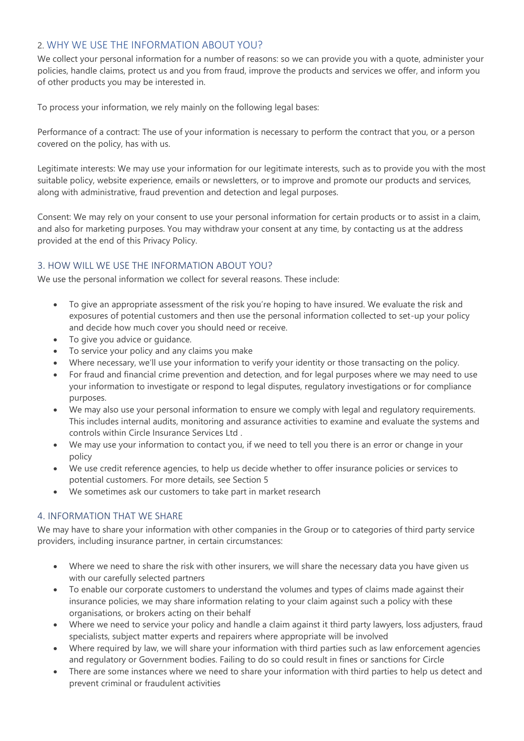## 2. WHY WE USE THE INFORMATION ABOUT YOU?

We collect your personal information for a number of reasons: so we can provide you with a quote, administer your policies, handle claims, protect us and you from fraud, improve the products and services we offer, and inform you of other products you may be interested in.

To process your information, we rely mainly on the following legal bases:

Performance of a contract: The use of your information is necessary to perform the contract that you, or a person covered on the policy, has with us.

Legitimate interests: We may use your information for our legitimate interests, such as to provide you with the most suitable policy, website experience, emails or newsletters, or to improve and promote our products and services, along with administrative, fraud prevention and detection and legal purposes.

Consent: We may rely on your consent to use your personal information for certain products or to assist in a claim, and also for marketing purposes. You may withdraw your consent at any time, by contacting us at the address provided at the end of this Privacy Policy.

## 3. HOW WILL WE USE THE INFORMATION ABOUT YOU?

We use the personal information we collect for several reasons. These include:

- To give an appropriate assessment of the risk you're hoping to have insured. We evaluate the risk and exposures of potential customers and then use the personal information collected to set-up your policy and decide how much cover you should need or receive.
- To give you advice or guidance.
- To service your policy and any claims you make
- Where necessary, we'll use your information to verify your identity or those transacting on the policy.
- For fraud and financial crime prevention and detection, and for legal purposes where we may need to use your information to investigate or respond to legal disputes, regulatory investigations or for compliance purposes.
- We may also use your personal information to ensure we comply with legal and regulatory requirements. This includes internal audits, monitoring and assurance activities to examine and evaluate the systems and controls within Circle Insurance Services Ltd .
- We may use your information to contact you, if we need to tell you there is an error or change in your policy
- We use credit reference agencies, to help us decide whether to offer insurance policies or services to potential customers. For more details, see Section 5
- We sometimes ask our customers to take part in market research

## 4. INFORMATION THAT WE SHARE

We may have to share your information with other companies in the Group or to categories of third party service providers, including insurance partner, in certain circumstances:

- Where we need to share the risk with other insurers, we will share the necessary data you have given us with our carefully selected partners
- To enable our corporate customers to understand the volumes and types of claims made against their insurance policies, we may share information relating to your claim against such a policy with these organisations, or brokers acting on their behalf
- Where we need to service your policy and handle a claim against it third party lawyers, loss adjusters, fraud specialists, subject matter experts and repairers where appropriate will be involved
- Where required by law, we will share your information with third parties such as law enforcement agencies and regulatory or Government bodies. Failing to do so could result in fines or sanctions for Circle
- There are some instances where we need to share your information with third parties to help us detect and prevent criminal or fraudulent activities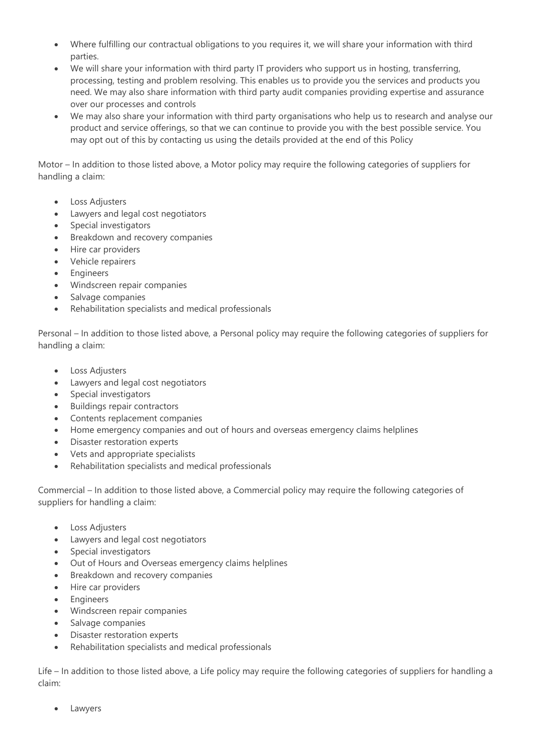- Where fulfilling our contractual obligations to you requires it, we will share your information with third parties.
- We will share your information with third party IT providers who support us in hosting, transferring, processing, testing and problem resolving. This enables us to provide you the services and products you need. We may also share information with third party audit companies providing expertise and assurance over our processes and controls
- We may also share your information with third party organisations who help us to research and analyse our product and service offerings, so that we can continue to provide you with the best possible service. You may opt out of this by contacting us using the details provided at the end of this Policy

Motor – In addition to those listed above, a Motor policy may require the following categories of suppliers for handling a claim:

- Loss Adjusters
- Lawyers and legal cost negotiators
- Special investigators
- Breakdown and recovery companies
- Hire car providers
- Vehicle repairers
- Engineers
- Windscreen repair companies
- Salvage companies
- Rehabilitation specialists and medical professionals

Personal – In addition to those listed above, a Personal policy may require the following categories of suppliers for handling a claim:

- Loss Adjusters
- Lawyers and legal cost negotiators
- Special investigators
- Buildings repair contractors
- Contents replacement companies
- Home emergency companies and out of hours and overseas emergency claims helplines
- Disaster restoration experts
- Vets and appropriate specialists
- Rehabilitation specialists and medical professionals

Commercial – In addition to those listed above, a Commercial policy may require the following categories of suppliers for handling a claim:

- Loss Adjusters
- Lawyers and legal cost negotiators
- Special investigators
- Out of Hours and Overseas emergency claims helplines
- Breakdown and recovery companies
- Hire car providers
- Engineers
- Windscreen repair companies
- Salvage companies
- Disaster restoration experts
- Rehabilitation specialists and medical professionals

Life – In addition to those listed above, a Life policy may require the following categories of suppliers for handling a claim:

- Lawyers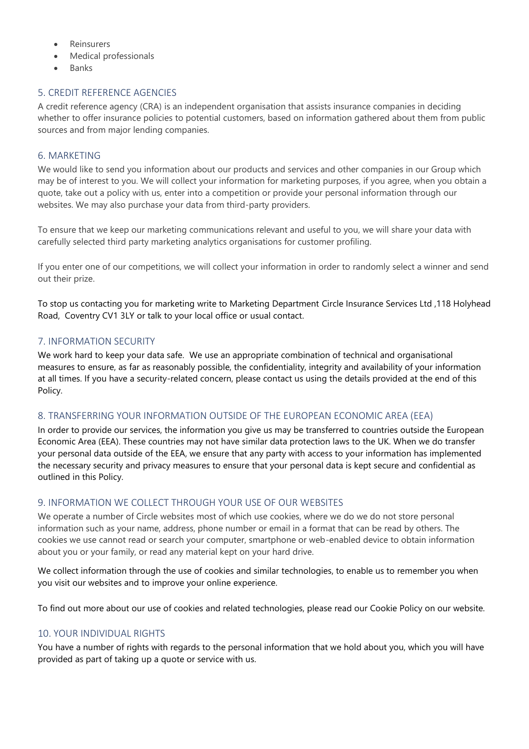- Reinsurers
- Medical professionals
- Banks

## 5. CREDIT REFERENCE AGENCIES

A credit reference agency (CRA) is an independent organisation that assists insurance companies in deciding whether to offer insurance policies to potential customers, based on information gathered about them from public sources and from major lending companies.

## 6. MARKETING

We would like to send you information about our products and services and other companies in our Group which may be of interest to you. We will collect your information for marketing purposes, if you agree, when you obtain a quote, take out a policy with us, enter into a competition or provide your personal information through our websites. We may also purchase your data from third-party providers.

To ensure that we keep our marketing communications relevant and useful to you, we will share your data with carefully selected third party marketing analytics organisations for customer profiling.

If you enter one of our competitions, we will collect your information in order to randomly select a winner and send out their prize.

To stop us contacting you for marketing write to Marketing Department Circle Insurance Services Ltd ,118 Holyhead Road, Coventry CV1 3LY or talk to your local office or usual contact.

## 7. INFORMATION SECURITY

We work hard to keep your data safe. We use an appropriate combination of technical and organisational measures to ensure, as far as reasonably possible, the confidentiality, integrity and availability of your information at all times. If you have a security-related concern, please contact us using the details provided at the end of this Policy.

## 8. TRANSFERRING YOUR INFORMATION OUTSIDE OF THE EUROPEAN ECONOMIC AREA (EEA)

In order to provide our services, the information you give us may be transferred to countries outside the European Economic Area (EEA). These countries may not have similar data protection laws to the UK. When we do transfer your personal data outside of the EEA, we ensure that any party with access to your information has implemented the necessary security and privacy measures to ensure that your personal data is kept secure and confidential as outlined in this Policy.

## 9. INFORMATION WE COLLECT THROUGH YOUR USE OF OUR WEBSITES

We operate a number of Circle websites most of which use cookies, where we do we do not store personal information such as your name, address, phone number or email in a format that can be read by others. The cookies we use cannot read or search your computer, smartphone or web-enabled device to obtain information about you or your family, or read any material kept on your hard drive.

We collect information through the use of cookies and similar technologies, to enable us to remember you when you visit our websites and to improve your online experience.

To find out more about our use of cookies and related technologies, please read our Cookie Policy on our website.

## 10. YOUR INDIVIDUAL RIGHTS

You have a number of rights with regards to the personal information that we hold about you, which you will have provided as part of taking up a quote or service with us.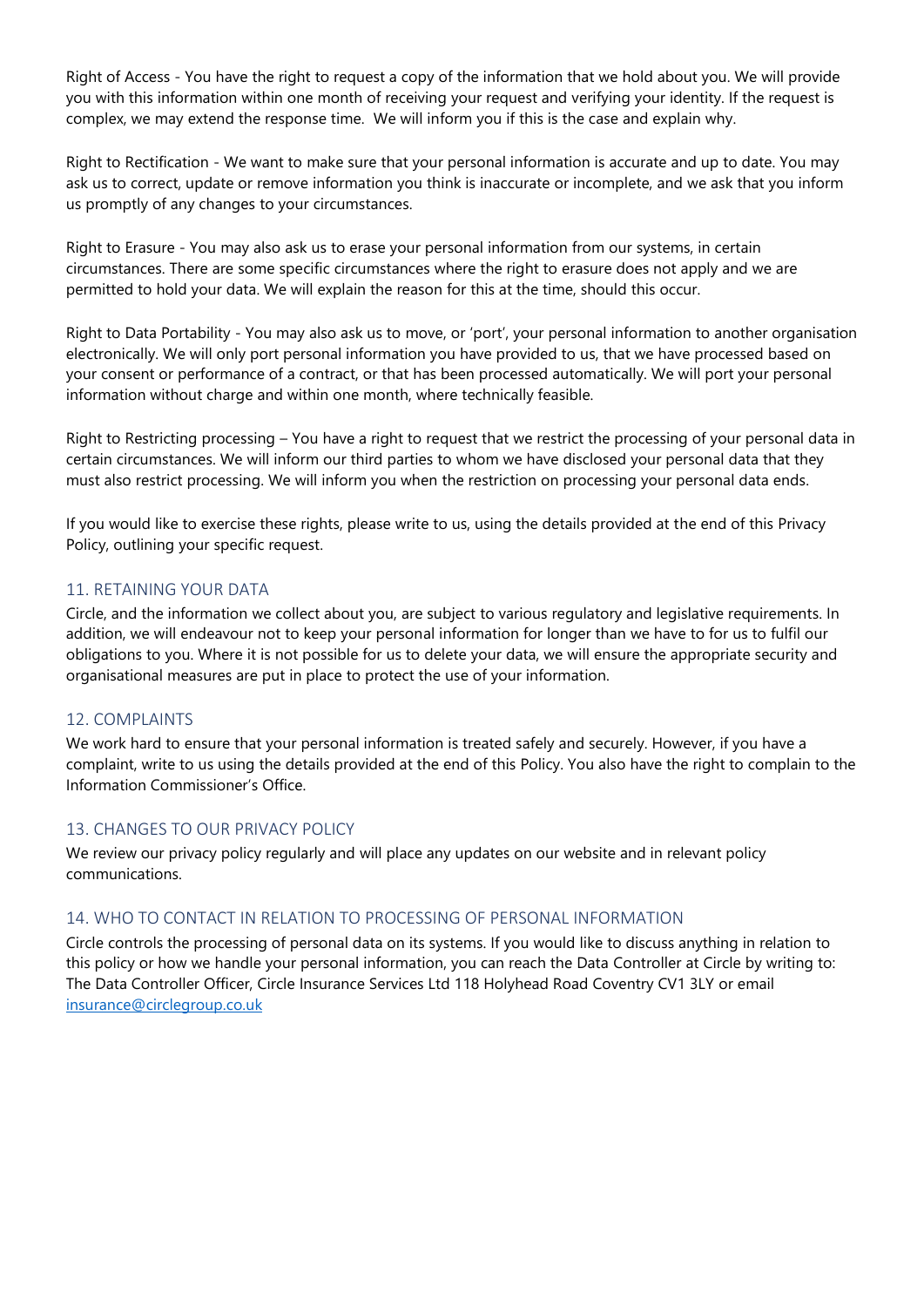Right of Access - You have the right to request a copy of the information that we hold about you. We will provide you with this information within one month of receiving your request and verifying your identity. If the request is complex, we may extend the response time. We will inform you if this is the case and explain why.

Right to Rectification - We want to make sure that your personal information is accurate and up to date. You may ask us to correct, update or remove information you think is inaccurate or incomplete, and we ask that you inform us promptly of any changes to your circumstances.

Right to Erasure - You may also ask us to erase your personal information from our systems, in certain circumstances. There are some specific circumstances where the right to erasure does not apply and we are permitted to hold your data. We will explain the reason for this at the time, should this occur.

Right to Data Portability - You may also ask us to move, or 'port', your personal information to another organisation electronically. We will only port personal information you have provided to us, that we have processed based on your consent or performance of a contract, or that has been processed automatically. We will port your personal information without charge and within one month, where technically feasible.

Right to Restricting processing – You have a right to request that we restrict the processing of your personal data in certain circumstances. We will inform our third parties to whom we have disclosed your personal data that they must also restrict processing. We will inform you when the restriction on processing your personal data ends.

If you would like to exercise these rights, please write to us, using the details provided at the end of this Privacy Policy, outlining your specific request.

## 11. RETAINING YOUR DATA

Circle, and the information we collect about you, are subject to various regulatory and legislative requirements. In addition, we will endeavour not to keep your personal information for longer than we have to for us to fulfil our obligations to you. Where it is not possible for us to delete your data, we will ensure the appropriate security and organisational measures are put in place to protect the use of your information.

## 12. COMPLAINTS

We work hard to ensure that your personal information is treated safely and securely. However, if you have a complaint, write to us using the details provided at the end of this Policy. You also have the right to complain to the Information Commissioner's Office.

## 13. CHANGES TO OUR PRIVACY POLICY

We review our privacy policy regularly and will place any updates on our website and in relevant policy communications.

## 14. WHO TO CONTACT IN RELATION TO PROCESSING OF PERSONAL INFORMATION

Circle controls the processing of personal data on its systems. If you would like to discuss anything in relation to this policy or how we handle your personal information, you can reach the Data Controller at Circle by writing to: The Data Controller Officer, Circle Insurance Services Ltd 118 Holyhead Road Coventry CV1 3LY or email insurance@circlegroup.co.uk